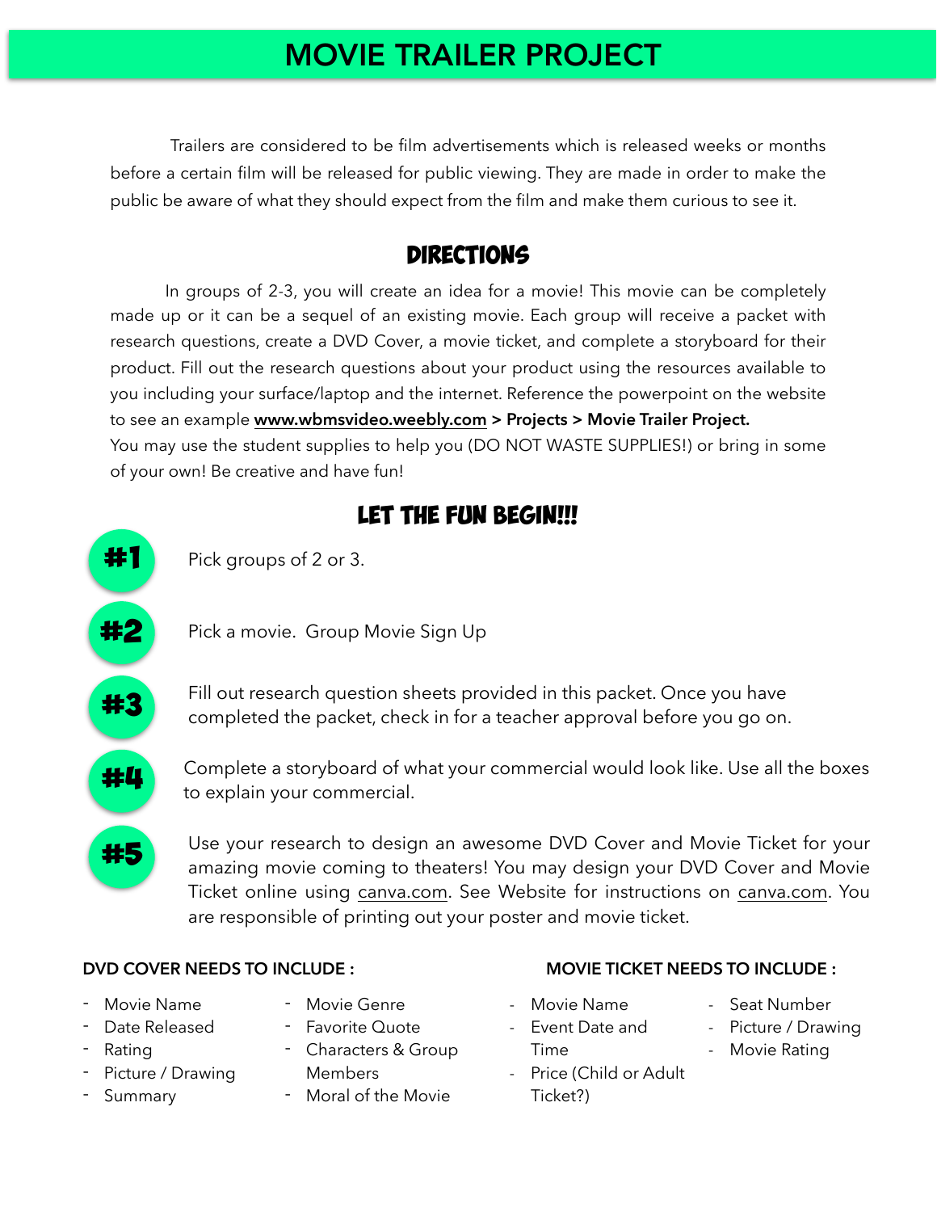# MOVIE TRAILER PROJECT

Trailers are considered to be film advertisements which is released weeks or months before a certain film will be released for public viewing. They are made in order to make the public be aware of what they should expect from the film and make them curious to see it.

## DIRECTIONS

In groups of 2-3, you will create an idea for a movie! This movie can be completely made up or it can be a sequel of an existing movie. Each group will receive a packet with research questions, create a DVD Cover, a movie ticket, and complete a storyboard for their product. Fill out the research questions about your product using the resources available to you including your surface/laptop and the internet. Reference the powerpoint on the website to see an example **www.wbmsvideo.weebly.com > Projects > Movie Trailer Project.**
You may use the student supplies to help you (DO NOT WASTE SUPPLIES!) or bring in some of your own! Be creative and have fun!

## LET THE FUN BEGIN!!!

**#1** Pick groups of 2 or 3.

**#2** Pick a movie. Group Movie Sign Up

**#3** Fill out research question sheets provided in this packet. Once you have completed the packet, check in for a teacher approval before you go on.

**#4** Complete a storyboard of what your commercial would look like. Use all the boxes to explain your commercial.

**#5** Use your research to design an awesome DVD Cover and Movie Ticket for your amazing movie coming to theaters! You may design your DVD Cover and Movie Ticket online using canva.com. See Website for instructions on canva.com. You are responsible of printing out your poster and movie ticket.

**DVD COVER NEEDS TO INCLUDE :**

- Movie Name
- Date Released
- Rating
- Picture / Drawing
- Summary
- Movie Genre
- Favorite Quote
- Characters & Group Members
- Moral of the Movie

**MOVIE TICKET NEEDS TO INCLUDE :**

- Movie Name
- Event Date and Time
- Price (Child or Adult Ticket?)
- Seat Number
- Picture / Drawing
- Movie Rating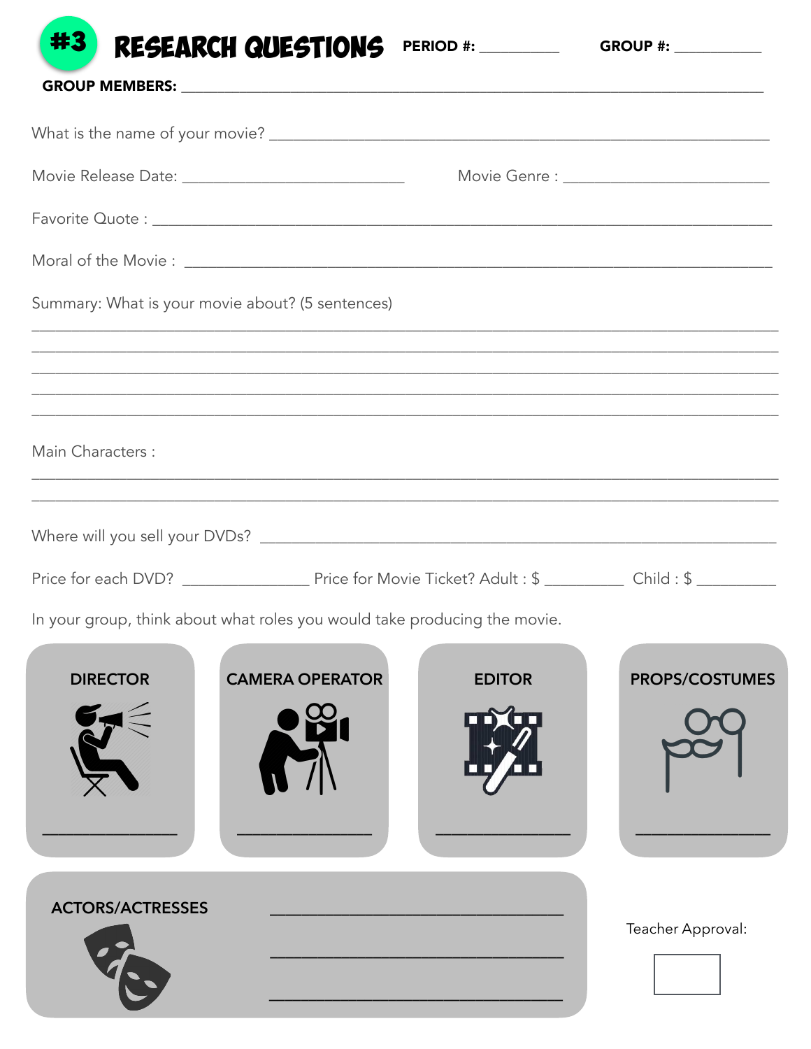# #3 RESEARCH QUESTIONS

**PERIOD #:** __________ **GROUP #:** ___________

**GROUP MEMBERS:** ___________________________________________________________________________

What is the name of your movie? _______________________________________________________________

Movie Release Date: ___________________________ Movie Genre : _________________________

Favorite Quote : ______________________________________________________________________________

Moral of the Movie : __________________________________________________________________________

Summary: What is your movie about? (5 sentences)

_____________________________________________________________________________________________

_____________________________________________________________________________________________

_____________________________________________________________________________________________

_____________________________________________________________________________________________

_____________________________________________________________________________________________

Main Characters :

_____________________________________________________________________________________________

_____________________________________________________________________________________________

Where will you sell your DVDs? _________________________________________________________________

Price for each DVD? _______________ Price for Movie Ticket? Adult : $ _________ Child : $ _________

In your group, think about what roles you would take producing the movie.

**DIRECTOR**

_______________

**CAMERA OPERATOR**

_______________

**EDITOR**

_______________

**PROPS/COSTUMES**

_______________

**ACTORS/ACTRESSES**

_______________________________

_______________________________

_______________________________

Teacher Approval: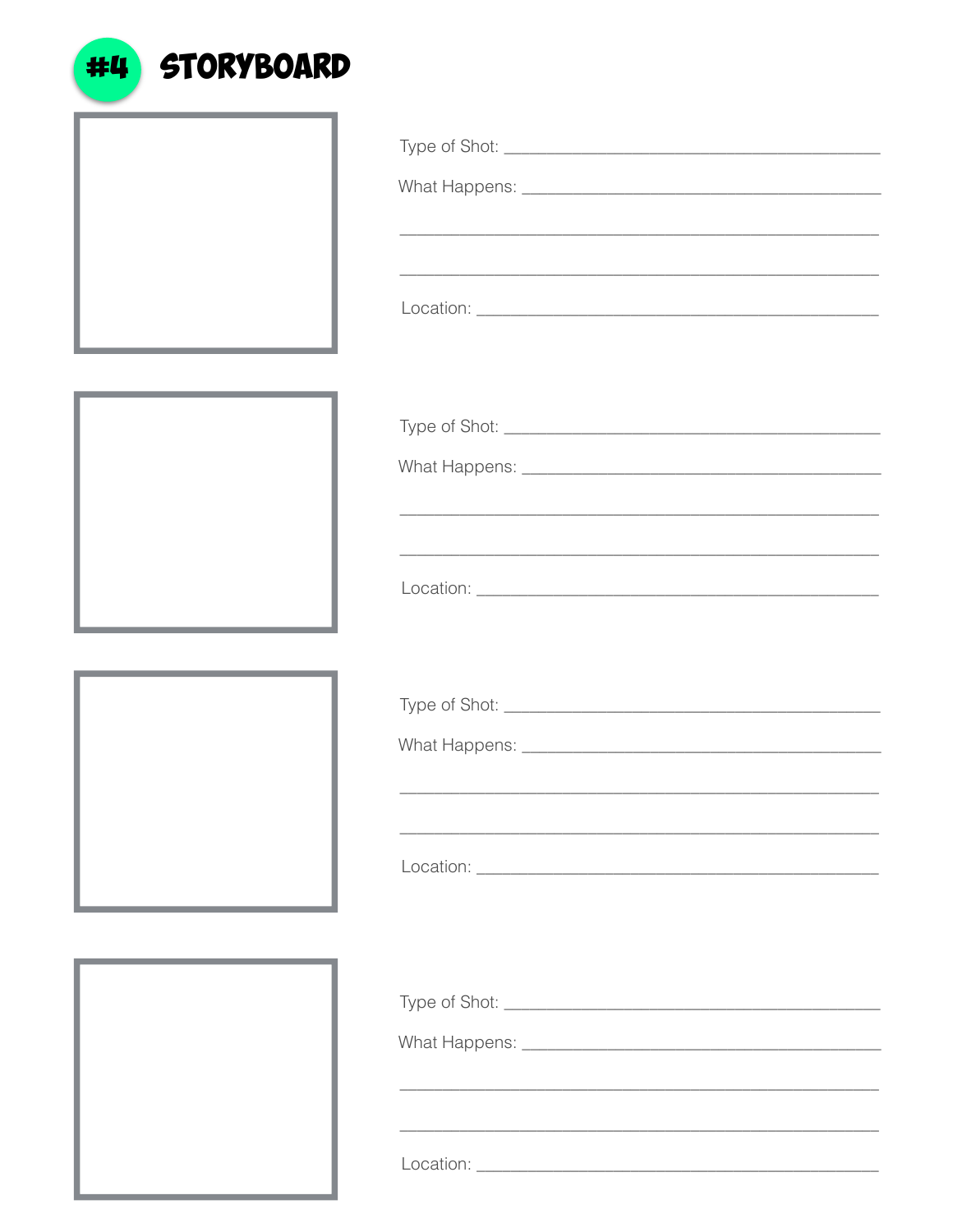# #4 STORYBOARD

Type of Shot: ______________________________________

What Happens: ______________________________________

______________________________________

______________________________________

Location: ______________________________________

Type of Shot: ______________________________________

What Happens: ______________________________________

______________________________________

______________________________________

Location: ______________________________________

Type of Shot: ______________________________________

What Happens: ______________________________________

______________________________________

______________________________________

Location: ______________________________________

Type of Shot: ______________________________________

What Happens: ______________________________________

______________________________________

______________________________________

Location: ______________________________________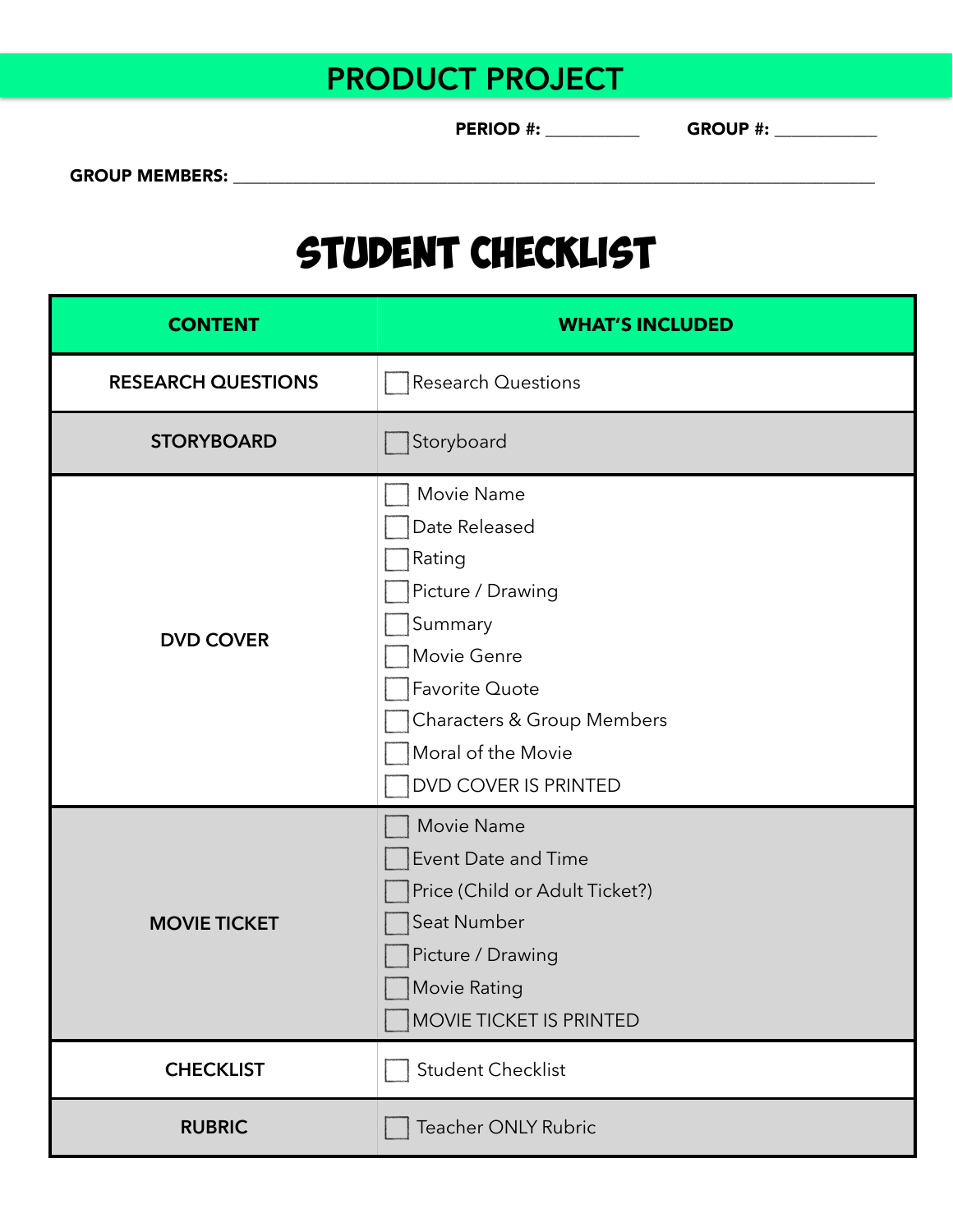# PRODUCT PROJECT

**PERIOD #:** ___________ **GROUP #:** ____________

**GROUP MEMBERS:** ________________________________________________________________________________

## STUDENT CHECKLIST

| CONTENT | WHAT'S INCLUDED |
|---|---|
| **RESEARCH QUESTIONS** | ☐ Research Questions |
| **STORYBOARD** | ☐ Storyboard |
| **DVD COVER** | ☐ Movie Name<br>☐ Date Released<br>☐ Rating<br>☐ Picture / Drawing<br>☐ Summary<br>☐ Movie Genre<br>☐ Favorite Quote<br>☐ Characters & Group Members<br>☐ Moral of the Movie<br>☐ DVD COVER IS PRINTED |
| **MOVIE TICKET** | ☐ Movie Name<br>☐ Event Date and Time<br>☐ Price (Child or Adult Ticket?)<br>☐ Seat Number<br>☐ Picture / Drawing<br>☐ Movie Rating<br>☐ MOVIE TICKET IS PRINTED |
| **CHECKLIST** | ☐ Student Checklist |
| **RUBRIC** | ☐ Teacher ONLY Rubric |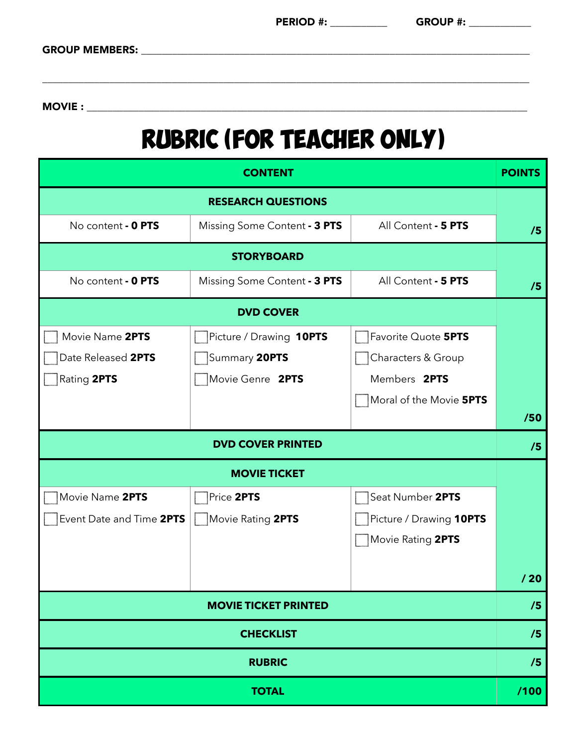PERIOD #: __________ GROUP #: ___________

GROUP MEMBERS: ____________________________________________________________________

____________________________________________________________________________________

MOVIE : _____________________________________________________________________________

# RUBRIC (FOR TEACHER ONLY)

| CONTENT | | | POINTS |
|---|---|---|---|
| **RESEARCH QUESTIONS** | | | |
| No content - **0 PTS** | Missing Some Content - **3 PTS** | All Content - **5 PTS** | **/5** |
| **STORYBOARD** | | | |
| No content - **0 PTS** | Missing Some Content - **3 PTS** | All Content - **5 PTS** | **/5** |
| **DVD COVER** | | | |
| ☐ Movie Name **2PTS**<br>☐ Date Released **2PTS**<br>☐ Rating **2PTS** | ☐ Picture / Drawing **10PTS**<br>☐ Summary **20PTS**<br>☐ Movie Genre **2PTS** | ☐ Favorite Quote **5PTS**<br>☐ Characters & Group Members **2PTS**<br>☐ Moral of the Movie **5PTS** | **/50** |
| **DVD COVER PRINTED** | | | **/5** |
| **MOVIE TICKET** | | | |
| ☐ Movie Name **2PTS**<br>☐ Event Date and Time **2PTS** | ☐ Price **2PTS**<br>☐ Movie Rating **2PTS** | ☐ Seat Number **2PTS**<br>☐ Picture / Drawing **10PTS**<br>☐ Movie Rating **2PTS** | **/ 20** |
| **MOVIE TICKET PRINTED** | | | **/5** |
| **CHECKLIST** | | | **/5** |
| **RUBRIC** | | | **/5** |
| **TOTAL** | | | **/100** |